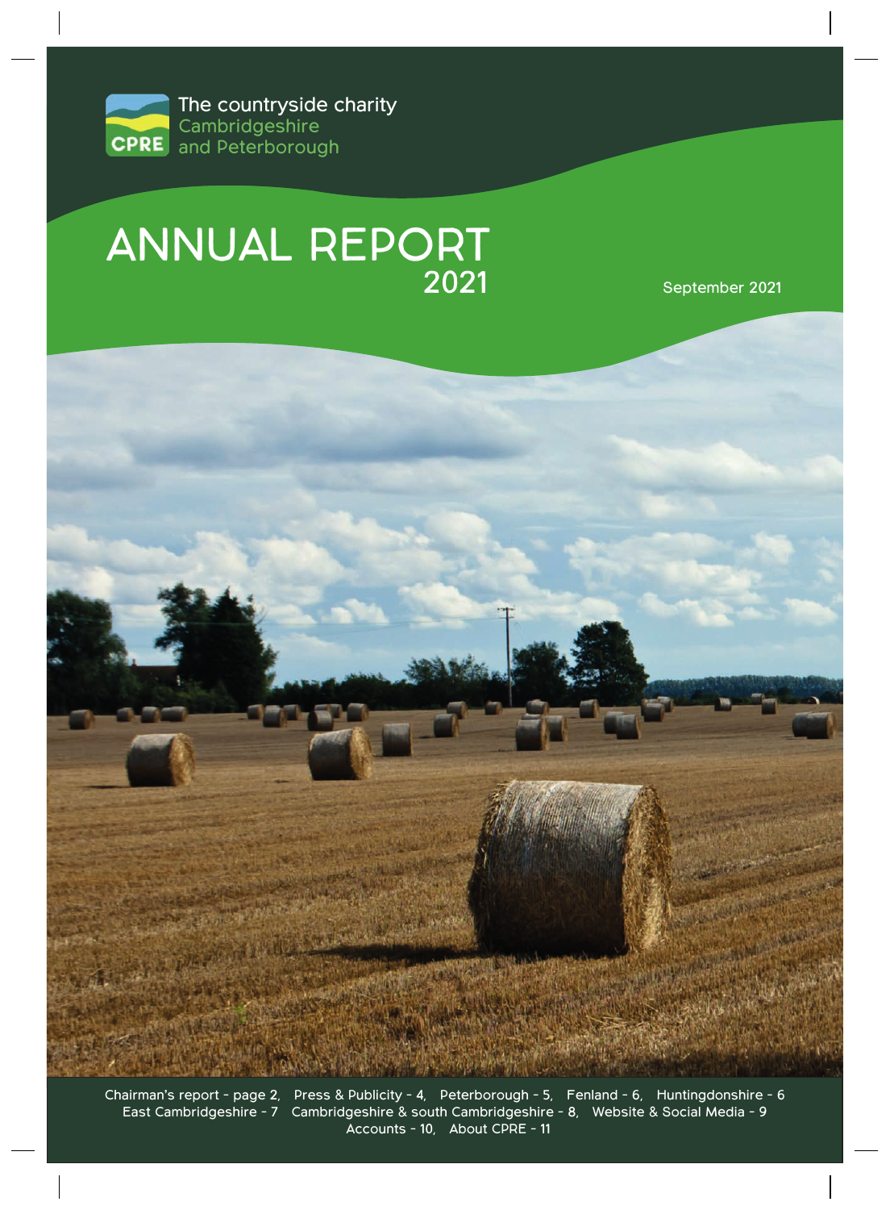The countryside charity
Cambridgeshire
and Peterborough

CPRE

# ANNUAL REPORT 2021

September 2021

Chairman's report - page 2, Press & Publicity - 4, Peterborough - 5, Fenland - 6, Huntingdonshire - 6
East Cambridgeshire - 7 Cambridgeshire & south Cambridgeshire - 8, Website & Social Media - 9
Accounts - 10, About CPRE - 11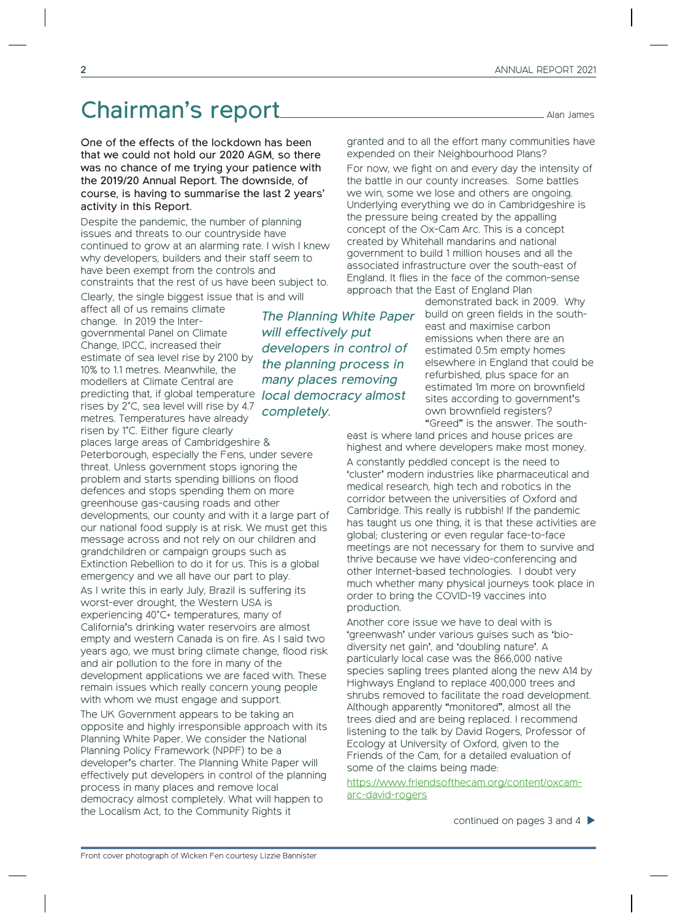# Chairman's report

Alan James

**One of the effects of the lockdown has been that we could not hold our 2020 AGM, so there was no chance of me trying your patience with the 2019/20 Annual Report. The downside, of course, is having to summarise the last 2 years' activity in this Report.**

Despite the pandemic, the number of planning issues and threats to our countryside have continued to grow at an alarming rate. I wish I knew why developers, builders and their staff seem to have been exempt from the controls and constraints that the rest of us have been subject to.

Clearly, the single biggest issue that is and will affect all of us remains climate change. In 2019 the Inter-governmental Panel on Climate Change, IPCC, increased their estimate of sea level rise by 2100 by 10% to 1.1 metres. Meanwhile, the modellers at Climate Central are predicting that, if global temperature rises by 2°C, sea level will rise by 4.7 metres. Temperatures have already risen by 1°C. Either figure clearly places large areas of Cambridgeshire & Peterborough, especially the Fens, under severe threat. Unless government stops ignoring the problem and starts spending billions on flood defences and stops spending them on more greenhouse gas-causing roads and other developments, our county and with it a large part of our national food supply is at risk. We must get this message across and not rely on our children and grandchildren or campaign groups such as Extinction Rebellion to do it for us. This is a global emergency and we all have our part to play.

As I write this in early July, Brazil is suffering its worst-ever drought, the Western USA is experiencing 40°C+ temperatures, many of California's drinking water reservoirs are almost empty and western Canada is on fire. As I said two years ago, we must bring climate change, flood risk and air pollution to the fore in many of the development applications we are faced with. These remain issues which really concern young people with whom we must engage and support.

The UK Government appears to be taking an opposite and highly irresponsible approach with its Planning White Paper. We consider the National Planning Policy Framework (NPPF) to be a developer's charter. The Planning White Paper will effectively put developers in control of the planning process in many places and remove local democracy almost completely. What will happen to the Localism Act, to the Community Rights it granted and to all the effort many communities have expended on their Neighbourhood Plans?

*The Planning White Paper will effectively put developers in control of the planning process in many places removing local democracy almost completely.*

For now, we fight on and every day the intensity of the battle in our county increases. Some battles we win, some we lose and others are ongoing. Underlying everything we do in Cambridgeshire is the pressure being created by the appalling concept of the Ox-Cam Arc. This is a concept created by Whitehall mandarins and national government to build 1 million houses and all the associated infrastructure over the south-east of England. It flies in the face of the common-sense approach that the East of England Plan demonstrated back in 2009. Why build on green fields in the south-east and maximise carbon emissions when there are an estimated 0.5m empty homes elsewhere in England that could be refurbished, plus space for an estimated 1m more on brownfield sites according to government's own brownfield registers? "Greed" is the answer. The south-east is where land prices and house prices are highest and where developers make most money.

A constantly peddled concept is the need to 'cluster' modern industries like pharmaceutical and medical research, high tech and robotics in the corridor between the universities of Oxford and Cambridge. This really is rubbish! If the pandemic has taught us one thing, it is that these activities are global; clustering or even regular face-to-face meetings are not necessary for them to survive and thrive because we have video-conferencing and other Internet-based technologies. I doubt very much whether many physical journeys took place in order to bring the COVID-19 vaccines into production.

Another core issue we have to deal with is 'greenwash' under various guises such as 'bio-diversity net gain', and 'doubling nature'. A particularly local case was the 866,000 native species sapling trees planted along the new A14 by Highways England to replace 400,000 trees and shrubs removed to facilitate the road development. Although apparently "monitored", almost all the trees died and are being replaced. I recommend listening to the talk by David Rogers, Professor of Ecology at University of Oxford, given to the Friends of the Cam, for a detailed evaluation of some of the claims being made:

https://www.friendsofthecam.org/content/oxcam-arc-david-rogers

continued on pages 3 and 4 ▶

Front cover photograph of Wicken Fen courtesy Lizzie Bannister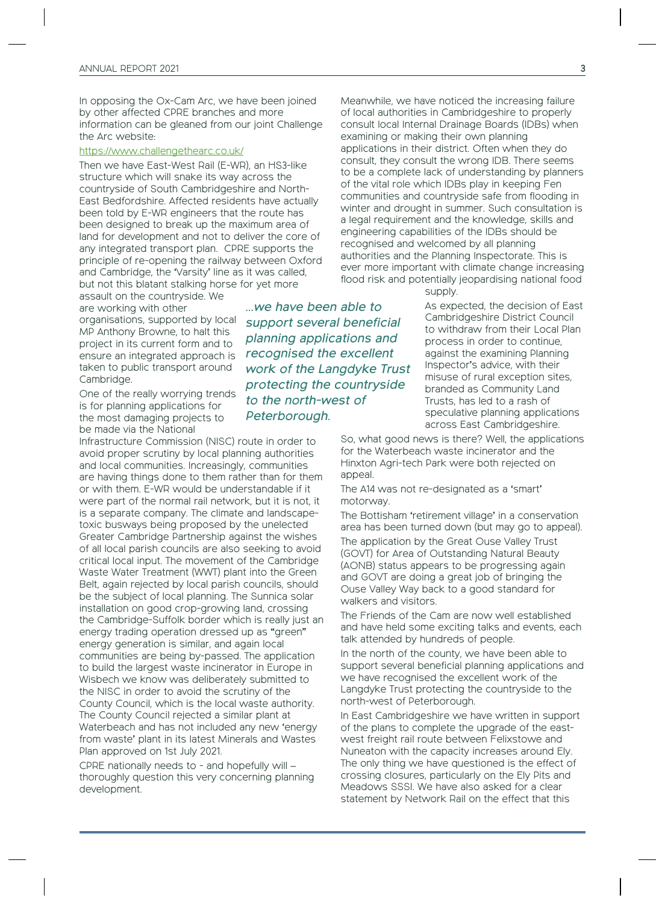In opposing the Ox-Cam Arc, we have been joined by other affected CPRE branches and more information can be gleaned from our joint Challenge the Arc website:

https://www.challengethearc.co.uk/

Then we have East-West Rail (E-WR), an HS3-like structure which will snake its way across the countryside of South Cambridgeshire and North-East Bedfordshire. Affected residents have actually been told by E-WR engineers that the route has been designed to break up the maximum area of land for development and not to deliver the core of any integrated transport plan. CPRE supports the principle of re-opening the railway between Oxford and Cambridge, the 'Varsity' line as it was called, but not this blatant stalking horse for yet more assault on the countryside. We are working with other organisations, supported by local MP Anthony Browne, to halt this project in its current form and to ensure an integrated approach is taken to public transport around Cambridge.

*...we have been able to support several beneficial planning applications and recognised the excellent work of the Langdyke Trust protecting the countryside to the north-west of Peterborough.*

One of the really worrying trends is for planning applications for the most damaging projects to be made via the National Infrastructure Commission (NISC) route in order to avoid proper scrutiny by local planning authorities and local communities. Increasingly, communities are having things done to them rather than for them or with them. E-WR would be understandable if it were part of the normal rail network, but it is not, it is a separate company. The climate and landscape-toxic busways being proposed by the unelected Greater Cambridge Partnership against the wishes of all local parish councils are also seeking to avoid critical local input. The movement of the Cambridge Waste Water Treatment (WWT) plant into the Green Belt, again rejected by local parish councils, should be the subject of local planning. The Sunnica solar installation on good crop-growing land, crossing the Cambridge-Suffolk border which is really just an energy trading operation dressed up as "green" energy generation is similar, and again local communities are being by-passed. The application to build the largest waste incinerator in Europe in Wisbech we know was deliberately submitted to the NISC in order to avoid the scrutiny of the County Council, which is the local waste authority. The County Council rejected a similar plant at Waterbeach and has not included any new 'energy from waste' plant in its latest Minerals and Wastes Plan approved on 1st July 2021.

CPRE nationally needs to - and hopefully will – thoroughly question this very concerning planning development.

Meanwhile, we have noticed the increasing failure of local authorities in Cambridgeshire to properly consult local Internal Drainage Boards (IDBs) when examining or making their own planning applications in their district. Often when they do consult, they consult the wrong IDB. There seems to be a complete lack of understanding by planners of the vital role which IDBs play in keeping Fen communities and countryside safe from flooding in winter and drought in summer. Such consultation is a legal requirement and the knowledge, skills and engineering capabilities of the IDBs should be recognised and welcomed by all planning authorities and the Planning Inspectorate. This is ever more important with climate change increasing flood risk and potentially jeopardising national food supply.

As expected, the decision of East Cambridgeshire District Council to withdraw from their Local Plan process in order to continue, against the examining Planning Inspector's advice, with their misuse of rural exception sites, branded as Community Land Trusts, has led to a rash of speculative planning applications across East Cambridgeshire.

So, what good news is there? Well, the applications for the Waterbeach waste incinerator and the Hinxton Agri-tech Park were both rejected on appeal.

The A14 was not re-designated as a 'smart' motorway.

The Bottisham 'retirement village' in a conservation area has been turned down (but may go to appeal).

The application by the Great Ouse Valley Trust (GOVT) for Area of Outstanding Natural Beauty (AONB) status appears to be progressing again and GOVT are doing a great job of bringing the Ouse Valley Way back to a good standard for walkers and visitors.

The Friends of the Cam are now well established and have held some exciting talks and events, each talk attended by hundreds of people.

In the north of the county, we have been able to support several beneficial planning applications and we have recognised the excellent work of the Langdyke Trust protecting the countryside to the north-west of Peterborough.

In East Cambridgeshire we have written in support of the plans to complete the upgrade of the east-west freight rail route between Felixstowe and Nuneaton with the capacity increases around Ely. The only thing we have questioned is the effect of crossing closures, particularly on the Ely Pits and Meadows SSSI. We have also asked for a clear statement by Network Rail on the effect that this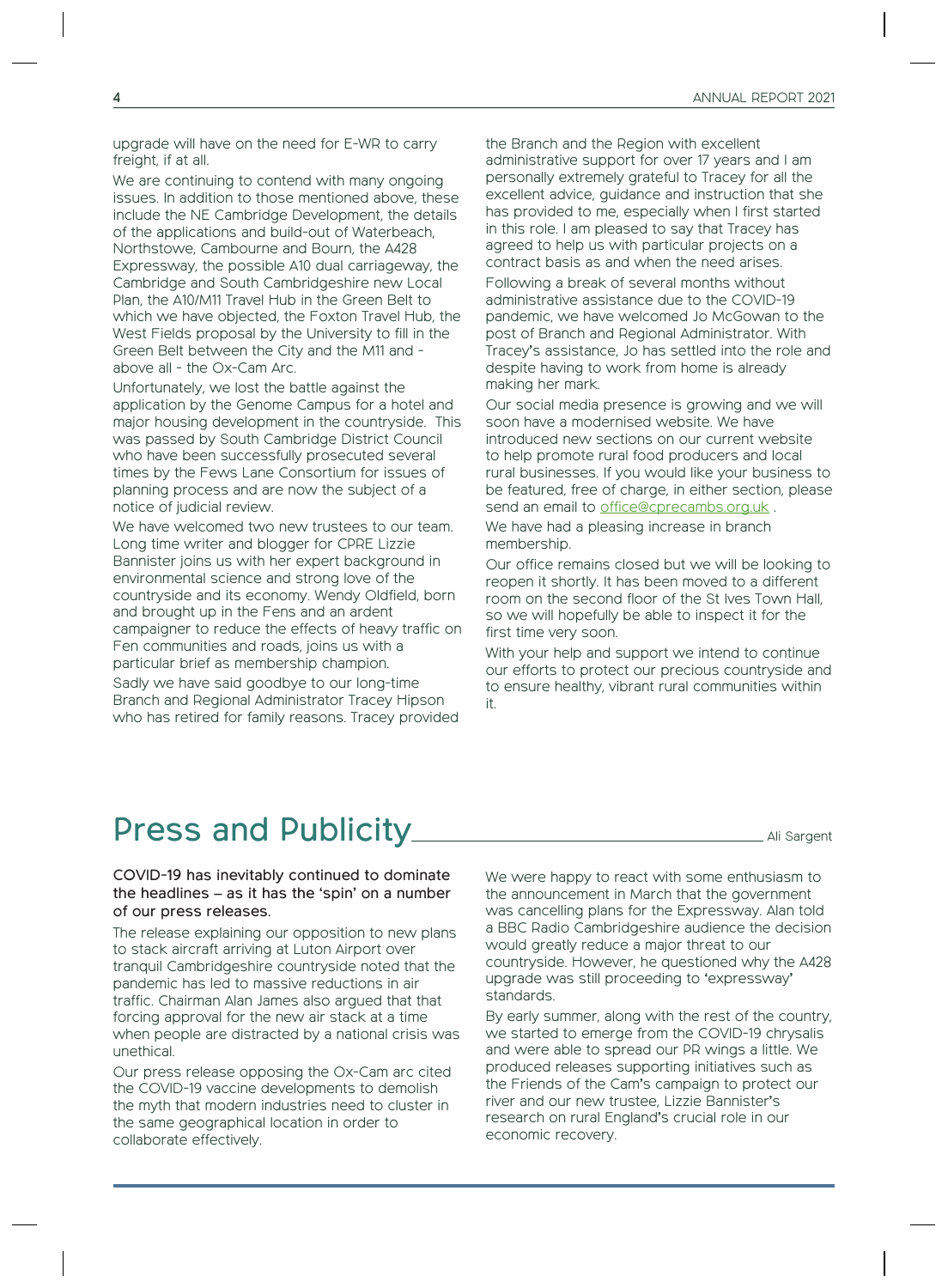upgrade will have on the need for E-WR to carry freight, if at all.

We are continuing to contend with many ongoing issues. In addition to those mentioned above, these include the NE Cambridge Development, the details of the applications and build-out of Waterbeach, Northstowe, Cambourne and Bourn, the A428 Expressway, the possible A10 dual carriageway, the Cambridge and South Cambridgeshire new Local Plan, the A10/M11 Travel Hub in the Green Belt to which we have objected, the Foxton Travel Hub, the West Fields proposal by the University to fill in the Green Belt between the City and the M11 and - above all - the Ox-Cam Arc.

Unfortunately, we lost the battle against the application by the Genome Campus for a hotel and major housing development in the countryside. This was passed by South Cambridge District Council who have been successfully prosecuted several times by the Fews Lane Consortium for issues of planning process and are now the subject of a notice of judicial review.

We have welcomed two new trustees to our team. Long time writer and blogger for CPRE Lizzie Bannister joins us with her expert background in environmental science and strong love of the countryside and its economy. Wendy Oldfield, born and brought up in the Fens and an ardent campaigner to reduce the effects of heavy traffic on Fen communities and roads, joins us with a particular brief as membership champion.

Sadly we have said goodbye to our long-time Branch and Regional Administrator Tracey Hipson who has retired for family reasons. Tracey provided the Branch and the Region with excellent administrative support for over 17 years and I am personally extremely grateful to Tracey for all the excellent advice, guidance and instruction that she has provided to me, especially when I first started in this role. I am pleased to say that Tracey has agreed to help us with particular projects on a contract basis as and when the need arises.

Following a break of several months without administrative assistance due to the COVID-19 pandemic, we have welcomed Jo McGowan to the post of Branch and Regional Administrator. With Tracey's assistance, Jo has settled into the role and despite having to work from home is already making her mark.

Our social media presence is growing and we will soon have a modernised website. We have introduced new sections on our current website to help promote rural food producers and local rural businesses. If you would like your business to be featured, free of charge, in either section, please send an email to office@cprecambs.org.uk .

We have had a pleasing increase in branch membership.

Our office remains closed but we will be looking to reopen it shortly. It has been moved to a different room on the second floor of the St Ives Town Hall, so we will hopefully be able to inspect it for the first time very soon.

With your help and support we intend to continue our efforts to protect our precious countryside and to ensure healthy, vibrant rural communities within it.

# Press and Publicity

Ali Sargent

COVID-19 has inevitably continued to dominate the headlines – as it has the 'spin' on a number of our press releases.

The release explaining our opposition to new plans to stack aircraft arriving at Luton Airport over tranquil Cambridgeshire countryside noted that the pandemic has led to massive reductions in air traffic. Chairman Alan James also argued that that forcing approval for the new air stack at a time when people are distracted by a national crisis was unethical.

Our press release opposing the Ox-Cam arc cited the COVID-19 vaccine developments to demolish the myth that modern industries need to cluster in the same geographical location in order to collaborate effectively.

We were happy to react with some enthusiasm to the announcement in March that the government was cancelling plans for the Expressway. Alan told a BBC Radio Cambridgeshire audience the decision would greatly reduce a major threat to our countryside. However, he questioned why the A428 upgrade was still proceeding to 'expressway' standards.

By early summer, along with the rest of the country, we started to emerge from the COVID-19 chrysalis and were able to spread our PR wings a little. We produced releases supporting initiatives such as the Friends of the Cam's campaign to protect our river and our new trustee, Lizzie Bannister's research on rural England's crucial role in our economic recovery.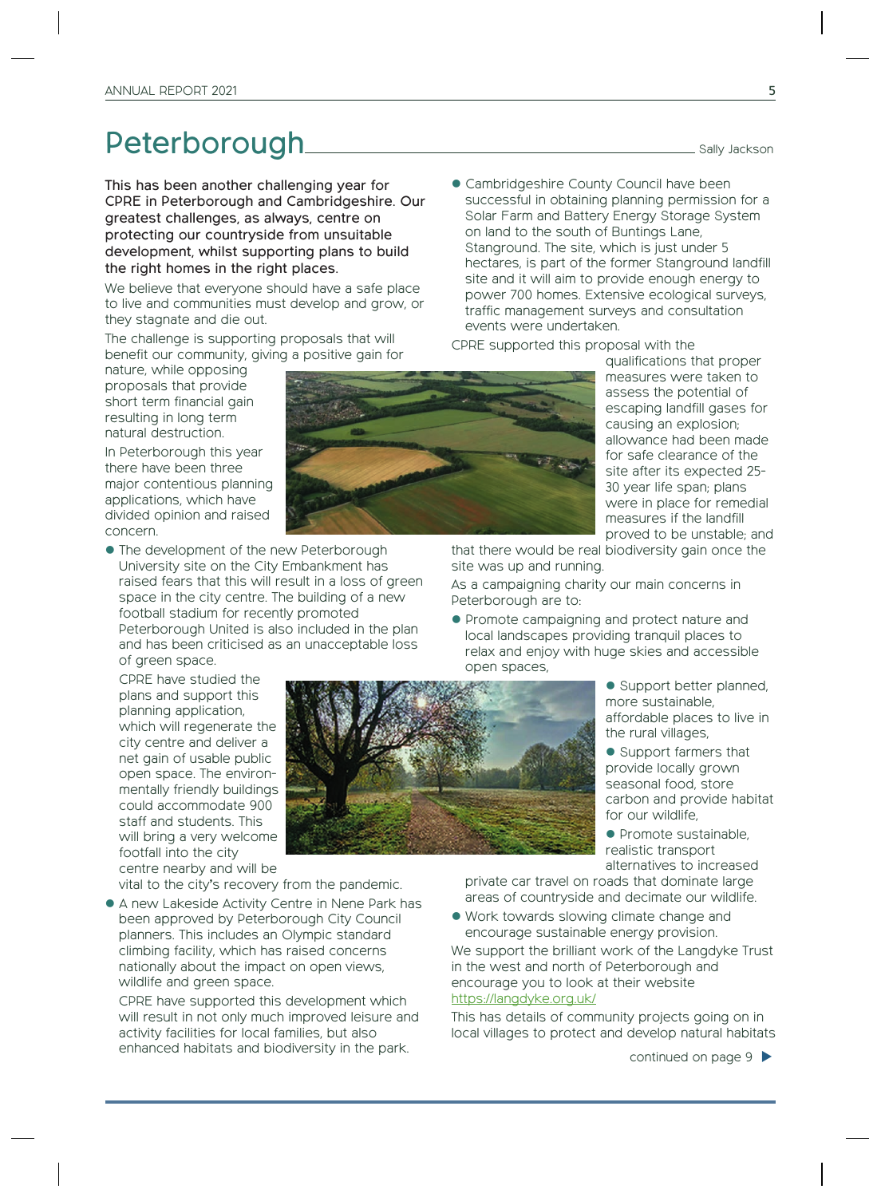# Peterborough

Sally Jackson

**This has been another challenging year for CPRE in Peterborough and Cambridgeshire. Our greatest challenges, as always, centre on protecting our countryside from unsuitable development, whilst supporting plans to build the right homes in the right places.**

We believe that everyone should have a safe place to live and communities must develop and grow, or they stagnate and die out.

The challenge is supporting proposals that will benefit our community, giving a positive gain for nature, while opposing proposals that provide short term financial gain resulting in long term natural destruction.

In Peterborough this year there have been three major contentious planning applications, which have divided opinion and raised concern.

- The development of the new Peterborough University site on the City Embankment has raised fears that this will result in a loss of green space in the city centre. The building of a new football stadium for recently promoted Peterborough United is also included in the plan and has been criticised as an unacceptable loss of green space.

  CPRE have studied the plans and support this planning application, which will regenerate the city centre and deliver a net gain of usable public open space. The environmentally friendly buildings could accommodate 900 staff and students. This will bring a very welcome footfall into the city centre nearby and will be vital to the city's recovery from the pandemic.

- A new Lakeside Activity Centre in Nene Park has been approved by Peterborough City Council planners. This includes an Olympic standard climbing facility, which has raised concerns nationally about the impact on open views, wildlife and green space.

  CPRE have supported this development which will result in not only much improved leisure and activity facilities for local families, but also enhanced habitats and biodiversity in the park.

- Cambridgeshire County Council have been successful in obtaining planning permission for a Solar Farm and Battery Energy Storage System on land to the south of Buntings Lane, Stanground. The site, which is just under 5 hectares, is part of the former Stanground landfill site and it will aim to provide enough energy to power 700 homes. Extensive ecological surveys, traffic management surveys and consultation events were undertaken.

CPRE supported this proposal with the qualifications that proper measures were taken to assess the potential of escaping landfill gases for causing an explosion; allowance had been made for safe clearance of the site after its expected 25-30 year life span; plans were in place for remedial measures if the landfill proved to be unstable; and that there would be real biodiversity gain once the site was up and running.

As a campaigning charity our main concerns in Peterborough are to:

- Promote campaigning and protect nature and local landscapes providing tranquil places to relax and enjoy with huge skies and accessible open spaces,
- Support better planned, more sustainable, affordable places to live in the rural villages,
- Support farmers that provide locally grown seasonal food, store carbon and provide habitat for our wildlife,
- Promote sustainable, realistic transport alternatives to increased private car travel on roads that dominate large areas of countryside and decimate our wildlife.
- Work towards slowing climate change and encourage sustainable energy provision.

We support the brilliant work of the Langdyke Trust in the west and north of Peterborough and encourage you to look at their website https://langdyke.org.uk/

This has details of community projects going on in local villages to protect and develop natural habitats

continued on page 9 ▶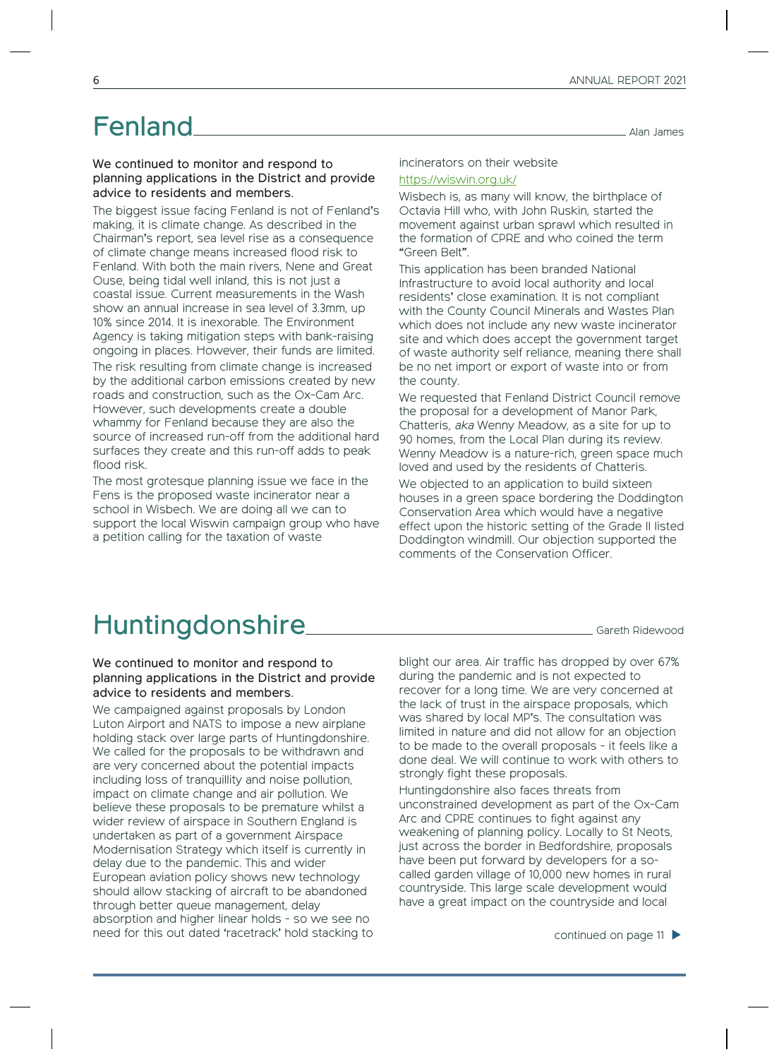# Fenland

Alan James

**We continued to monitor and respond to planning applications in the District and provide advice to residents and members.**

The biggest issue facing Fenland is not of Fenland's making, it is climate change. As described in the Chairman's report, sea level rise as a consequence of climate change means increased flood risk to Fenland. With both the main rivers, Nene and Great Ouse, being tidal well inland, this is not just a coastal issue. Current measurements in the Wash show an annual increase in sea level of 3.3mm, up 10% since 2014. It is inexorable. The Environment Agency is taking mitigation steps with bank-raising ongoing in places. However, their funds are limited.

The risk resulting from climate change is increased by the additional carbon emissions created by new roads and construction, such as the Ox-Cam Arc. However, such developments create a double whammy for Fenland because they are also the source of increased run-off from the additional hard surfaces they create and this run-off adds to peak flood risk.

The most grotesque planning issue we face in the Fens is the proposed waste incinerator near a school in Wisbech. We are doing all we can to support the local Wiswin campaign group who have a petition calling for the taxation of waste incinerators on their website https://wiswin.org.uk/

Wisbech is, as many will know, the birthplace of Octavia Hill who, with John Ruskin, started the movement against urban sprawl which resulted in the formation of CPRE and who coined the term "Green Belt".

This application has been branded National Infrastructure to avoid local authority and local residents' close examination. It is not compliant with the County Council Minerals and Wastes Plan which does not include any new waste incinerator site and which does accept the government target of waste authority self reliance, meaning there shall be no net import or export of waste into or from the county.

We requested that Fenland District Council remove the proposal for a development of Manor Park, Chatteris, *aka* Wenny Meadow, as a site for up to 90 homes, from the Local Plan during its review. Wenny Meadow is a nature-rich, green space much loved and used by the residents of Chatteris.

We objected to an application to build sixteen houses in a green space bordering the Doddington Conservation Area which would have a negative effect upon the historic setting of the Grade II listed Doddington windmill. Our objection supported the comments of the Conservation Officer.

# Huntingdonshire

Gareth Ridewood

**We continued to monitor and respond to planning applications in the District and provide advice to residents and members.**

We campaigned against proposals by London Luton Airport and NATS to impose a new airplane holding stack over large parts of Huntingdonshire. We called for the proposals to be withdrawn and are very concerned about the potential impacts including loss of tranquillity and noise pollution, impact on climate change and air pollution. We believe these proposals to be premature whilst a wider review of airspace in Southern England is undertaken as part of a government Airspace Modernisation Strategy which itself is currently in delay due to the pandemic. This and wider European aviation policy shows new technology should allow stacking of aircraft to be abandoned through better queue management, delay absorption and higher linear holds - so we see no need for this out dated 'racetrack' hold stacking to blight our area. Air traffic has dropped by over 67% during the pandemic and is not expected to recover for a long time. We are very concerned at the lack of trust in the airspace proposals, which was shared by local MP's. The consultation was limited in nature and did not allow for an objection to be made to the overall proposals - it feels like a done deal. We will continue to work with others to strongly fight these proposals.

Huntingdonshire also faces threats from unconstrained development as part of the Ox-Cam Arc and CPRE continues to fight against any weakening of planning policy. Locally to St Neots, just across the border in Bedfordshire, proposals have been put forward by developers for a so-called garden village of 10,000 new homes in rural countryside. This large scale development would have a great impact on the countryside and local

continued on page 11 ▶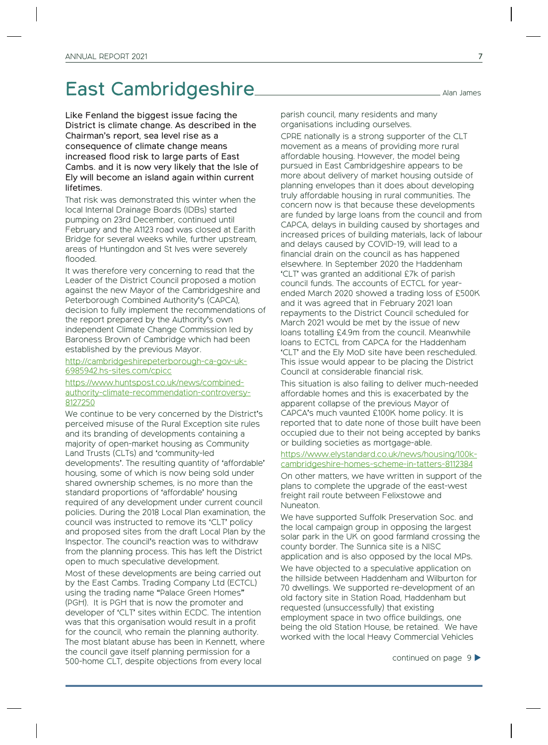# East Cambridgeshire

Alan James

**Like Fenland the biggest issue facing the District is climate change. As described in the Chairman's report, sea level rise as a consequence of climate change means increased flood risk to large parts of East Cambs. and it is now very likely that the Isle of Ely will become an island again within current lifetimes.**

That risk was demonstrated this winter when the local Internal Drainage Boards (IDBs) started pumping on 23rd December, continued until February and the A1123 road was closed at Earith Bridge for several weeks while, further upstream, areas of Huntingdon and St Ives were severely flooded.

It was therefore very concerning to read that the Leader of the District Council proposed a motion against the new Mayor of the Cambridgeshire and Peterborough Combined Authority's (CAPCA), decision to fully implement the recommendations of the report prepared by the Authority's own independent Climate Change Commission led by Baroness Brown of Cambridge which had been established by the previous Mayor.

http://cambridgeshirepeterborough-ca-gov-uk-6985942.hs-sites.com/cpicc

https://www.huntspost.co.uk/news/combined-authority-climate-recommendation-controversy-8127250

We continue to be very concerned by the District's perceived misuse of the Rural Exception site rules and its branding of developments containing a majority of open-market housing as Community Land Trusts (CLTs) and 'community-led developments'. The resulting quantity of 'affordable' housing, some of which is now being sold under shared ownership schemes, is no more than the standard proportions of 'affordable' housing required of any development under current council policies. During the 2018 Local Plan examination, the council was instructed to remove its 'CLT' policy and proposed sites from the draft Local Plan by the Inspector. The council's reaction was to withdraw from the planning process. This has left the District open to much speculative development.

Most of these developments are being carried out by the East Cambs. Trading Company Ltd (ECTCL) using the trading name "Palace Green Homes" (PGH). It is PGH that is now the promoter and developer of 'CLT' sites within ECDC. The intention was that this organisation would result in a profit for the council, who remain the planning authority. The most blatant abuse has been in Kennett, where the council gave itself planning permission for a 500-home CLT, despite objections from every local parish council, many residents and many organisations including ourselves.

CPRE nationally is a strong supporter of the CLT movement as a means of providing more rural affordable housing. However, the model being pursued in East Cambridgeshire appears to be more about delivery of market housing outside of planning envelopes than it does about developing truly affordable housing in rural communities. The concern now is that because these developments are funded by large loans from the council and from CAPCA, delays in building caused by shortages and increased prices of building materials, lack of labour and delays caused by COVID-19, will lead to a financial drain on the council as has happened elsewhere. In September 2020 the Haddenham 'CLT' was granted an additional £7k of parish council funds. The accounts of ECTCL for year-ended March 2020 showed a trading loss of £500K and it was agreed that in February 2021 loan repayments to the District Council scheduled for March 2021 would be met by the issue of new loans totalling £4.9m from the council. Meanwhile loans to ECTCL from CAPCA for the Haddenham 'CLT' and the Ely MoD site have been rescheduled. This issue would appear to be placing the District Council at considerable financial risk.

This situation is also failing to deliver much-needed affordable homes and this is exacerbated by the apparent collapse of the previous Mayor of CAPCA's much vaunted £100K home policy. It is reported that to date none of those built have been occupied due to their not being accepted by banks or building societies as mortgage-able.

https://www.elystandard.co.uk/news/housing/100k-cambridgeshire-homes-scheme-in-tatters-8112384

On other matters, we have written in support of the plans to complete the upgrade of the east-west freight rail route between Felixstowe and Nuneaton.

We have supported Suffolk Preservation Soc. and the local campaign group in opposing the largest solar park in the UK on good farmland crossing the county border. The Sunnica site is a NISC application and is also opposed by the local MPs.

We have objected to a speculative application on the hillside between Haddenham and Wilburton for 70 dwellings. We supported re-development of an old factory site in Station Road, Haddenham but requested (unsuccessfully) that existing employment space in two office buildings, one being the old Station House, be retained. We have worked with the local Heavy Commercial Vehicles

continued on page 9 ▶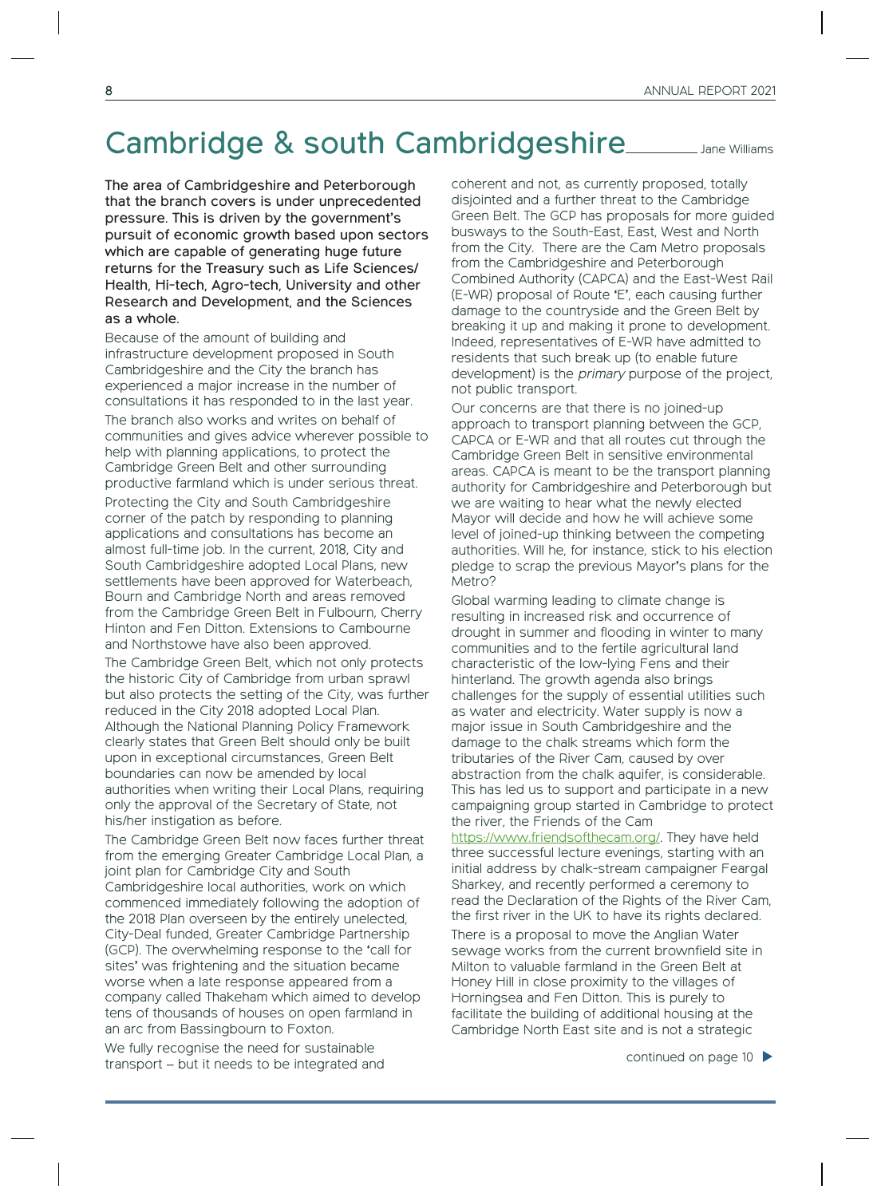# Cambridge & south Cambridgeshire

Jane Williams

**The area of Cambridgeshire and Peterborough that the branch covers is under unprecedented pressure. This is driven by the government's pursuit of economic growth based upon sectors which are capable of generating huge future returns for the Treasury such as Life Sciences/ Health, Hi-tech, Agro-tech, University and other Research and Development, and the Sciences as a whole.**

Because of the amount of building and infrastructure development proposed in South Cambridgeshire and the City the branch has experienced a major increase in the number of consultations it has responded to in the last year.

The branch also works and writes on behalf of communities and gives advice wherever possible to help with planning applications, to protect the Cambridge Green Belt and other surrounding productive farmland which is under serious threat.

Protecting the City and South Cambridgeshire corner of the patch by responding to planning applications and consultations has become an almost full-time job. In the current, 2018, City and South Cambridgeshire adopted Local Plans, new settlements have been approved for Waterbeach, Bourn and Cambridge North and areas removed from the Cambridge Green Belt in Fulbourn, Cherry Hinton and Fen Ditton. Extensions to Cambourne and Northstowe have also been approved.

The Cambridge Green Belt, which not only protects the historic City of Cambridge from urban sprawl but also protects the setting of the City, was further reduced in the City 2018 adopted Local Plan. Although the National Planning Policy Framework clearly states that Green Belt should only be built upon in exceptional circumstances, Green Belt boundaries can now be amended by local authorities when writing their Local Plans, requiring only the approval of the Secretary of State, not his/her instigation as before.

The Cambridge Green Belt now faces further threat from the emerging Greater Cambridge Local Plan, a joint plan for Cambridge City and South Cambridgeshire local authorities, work on which commenced immediately following the adoption of the 2018 Plan overseen by the entirely unelected, City-Deal funded, Greater Cambridge Partnership (GCP). The overwhelming response to the 'call for sites' was frightening and the situation became worse when a late response appeared from a company called Thakeham which aimed to develop tens of thousands of houses on open farmland in an arc from Bassingbourn to Foxton.

We fully recognise the need for sustainable transport – but it needs to be integrated and coherent and not, as currently proposed, totally disjointed and a further threat to the Cambridge Green Belt. The GCP has proposals for more guided busways to the South-East, East, West and North from the City. There are the Cam Metro proposals from the Cambridgeshire and Peterborough Combined Authority (CAPCA) and the East-West Rail (E-WR) proposal of Route 'E', each causing further damage to the countryside and the Green Belt by breaking it up and making it prone to development. Indeed, representatives of E-WR have admitted to residents that such break up (to enable future development) is the *primary* purpose of the project, not public transport.

Our concerns are that there is no joined-up approach to transport planning between the GCP, CAPCA or E-WR and that all routes cut through the Cambridge Green Belt in sensitive environmental areas. CAPCA is meant to be the transport planning authority for Cambridgeshire and Peterborough but we are waiting to hear what the newly elected Mayor will decide and how he will achieve some level of joined-up thinking between the competing authorities. Will he, for instance, stick to his election pledge to scrap the previous Mayor's plans for the Metro?

Global warming leading to climate change is resulting in increased risk and occurrence of drought in summer and flooding in winter to many communities and to the fertile agricultural land characteristic of the low-lying Fens and their hinterland. The growth agenda also brings challenges for the supply of essential utilities such as water and electricity. Water supply is now a major issue in South Cambridgeshire and the damage to the chalk streams which form the tributaries of the River Cam, caused by over abstraction from the chalk aquifer, is considerable. This has led us to support and participate in a new campaigning group started in Cambridge to protect the river, the Friends of the Cam https://www.friendsofthecam.org/. They have held three successful lecture evenings, starting with an initial address by chalk-stream campaigner Feargal Sharkey, and recently performed a ceremony to read the Declaration of the Rights of the River Cam, the first river in the UK to have its rights declared.

There is a proposal to move the Anglian Water sewage works from the current brownfield site in Milton to valuable farmland in the Green Belt at Honey Hill in close proximity to the villages of Horningsea and Fen Ditton. This is purely to facilitate the building of additional housing at the Cambridge North East site and is not a strategic

continued on page 10 ▶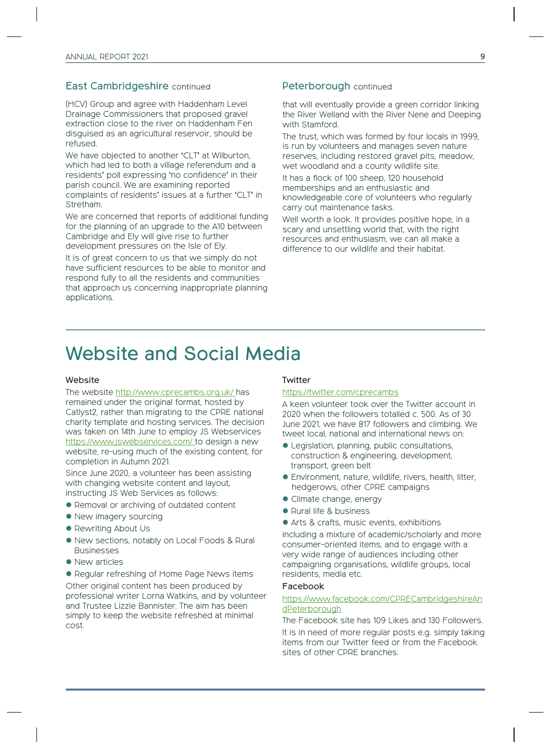## East Cambridgeshire continued

(HCV) Group and agree with Haddenham Level Drainage Commissioners that proposed gravel extraction close to the river on Haddenham Fen disguised as an agricultural reservoir, should be refused.

We have objected to another 'CLT' at Wilburton, which had led to both a village referendum and a residents' poll expressing 'no confidence' in their parish council. We are examining reported complaints of residents' issues at a further 'CLT' in Stretham.

We are concerned that reports of additional funding for the planning of an upgrade to the A10 between Cambridge and Ely will give rise to further development pressures on the Isle of Ely.

It is of great concern to us that we simply do not have sufficient resources to be able to monitor and respond fully to all the residents and communities that approach us concerning inappropriate planning applications.

## Peterborough continued

that will eventually provide a green corridor linking the River Welland with the River Nene and Deeping with Stamford.

The trust, which was formed by four locals in 1999, is run by volunteers and manages seven nature reserves, including restored gravel pits, meadow, wet woodland and a county wildlife site.

It has a flock of 100 sheep, 120 household memberships and an enthusiastic and knowledgeable core of volunteers who regularly carry out maintenance tasks.

Well worth a look. It provides positive hope, in a scary and unsettling world that, with the right resources and enthusiasm, we can all make a difference to our wildlife and their habitat.

# Website and Social Media

### Website

The website http://www.cprecambs.org.uk/ has remained under the original format, hosted by Catlyst2, rather than migrating to the CPRE national charity template and hosting services. The decision was taken on 14th June to employ JS Webservices https://www.jswebservices.com/ to design a new website, re-using much of the existing content, for completion in Autumn 2021.

Since June 2020, a volunteer has been assisting with changing website content and layout, instructing JS Web Services as follows:

- Removal or archiving of outdated content
- New imagery sourcing
- Rewriting About Us
- New sections, notably on Local Foods & Rural Businesses
- New articles
- Regular refreshing of Home Page News items

Other original content has been produced by professional writer Lorna Watkins, and by volunteer and Trustee Lizzie Bannister. The aim has been simply to keep the website refreshed at minimal cost.

### Twitter

https://twitter.com/cprecambs

A keen volunteer took over the Twitter account in 2020 when the followers totalled c. 500. As of 30 June 2021, we have 817 followers and climbing. We tweet local, national and international news on:

- Legislation, planning, public consultations, construction & engineering, development, transport, green belt
- Environment, nature, wildlife, rivers, health, litter, hedgerows, other CPRE campaigns
- Climate change, energy
- Rural life & business
- Arts & crafts, music events, exhibitions

including a mixture of academic/scholarly and more consumer-oriented items, and to engage with a very wide range of audiences including other campaigning organisations, wildlife groups, local residents, media etc.

### Facebook

https://www.facebook.com/CPRECambridgeshireAndPeterborough

The Facebook site has 109 Likes and 130 Followers.

It is in need of more regular posts e.g. simply taking items from our Twitter feed or from the Facebook sites of other CPRE branches.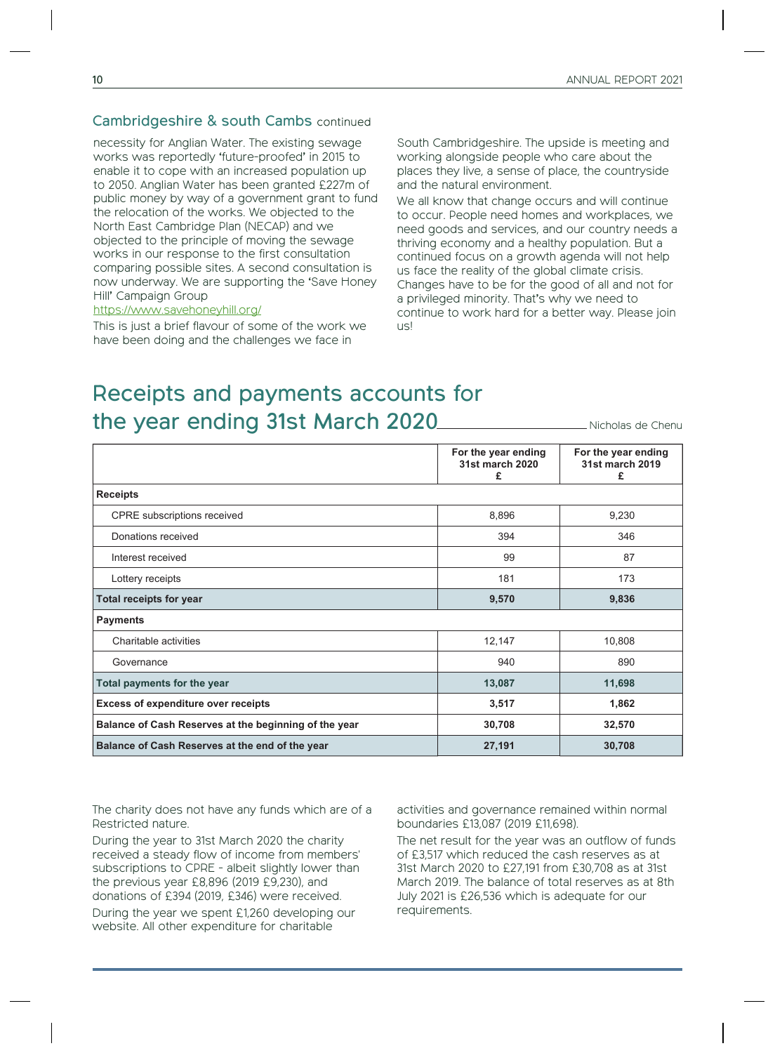## Cambridgeshire & south Cambs continued

necessity for Anglian Water. The existing sewage works was reportedly 'future-proofed' in 2015 to enable it to cope with an increased population up to 2050. Anglian Water has been granted £227m of public money by way of a government grant to fund the relocation of the works. We objected to the North East Cambridge Plan (NECAP) and we objected to the principle of moving the sewage works in our response to the first consultation comparing possible sites. A second consultation is now underway. We are supporting the 'Save Honey Hill' Campaign Group
https://www.savehoneyhill.org/

This is just a brief flavour of some of the work we have been doing and the challenges we face in South Cambridgeshire. The upside is meeting and working alongside people who care about the places they live, a sense of place, the countryside and the natural environment.

We all know that change occurs and will continue to occur. People need homes and workplaces, we need goods and services, and our country needs a thriving economy and a healthy population. But a continued focus on a growth agenda will not help us face the reality of the global climate crisis. Changes have to be for the good of all and not for a privileged minority. That's why we need to continue to work hard for a better way. Please join us!

# Receipts and payments accounts for the year ending 31st March 2020

Nicholas de Chenu

| | For the year ending 31st march 2020 £ | For the year ending 31st march 2019 £ |
|---|---|---|
| **Receipts** | | |
| CPRE subscriptions received | 8,896 | 9,230 |
| Donations received | 394 | 346 |
| Interest received | 99 | 87 |
| Lottery receipts | 181 | 173 |
| **Total receipts for year** | **9,570** | **9,836** |
| **Payments** | | |
| Charitable activities | 12,147 | 10,808 |
| Governance | 940 | 890 |
| **Total payments for the year** | **13,087** | **11,698** |
| **Excess of expenditure over receipts** | **3,517** | **1,862** |
| **Balance of Cash Reserves at the beginning of the year** | **30,708** | **32,570** |
| **Balance of Cash Reserves at the end of the year** | **27,191** | **30,708** |

The charity does not have any funds which are of a Restricted nature.

During the year to 31st March 2020 the charity received a steady flow of income from members' subscriptions to CPRE - albeit slightly lower than the previous year £8,896 (2019 £9,230), and donations of £394 (2019, £346) were received.

During the year we spent £1,260 developing our website. All other expenditure for charitable activities and governance remained within normal boundaries £13,087 (2019 £11,698).

The net result for the year was an outflow of funds of £3,517 which reduced the cash reserves as at 31st March 2020 to £27,191 from £30,708 as at 31st March 2019. The balance of total reserves as at 8th July 2021 is £26,536 which is adequate for our requirements.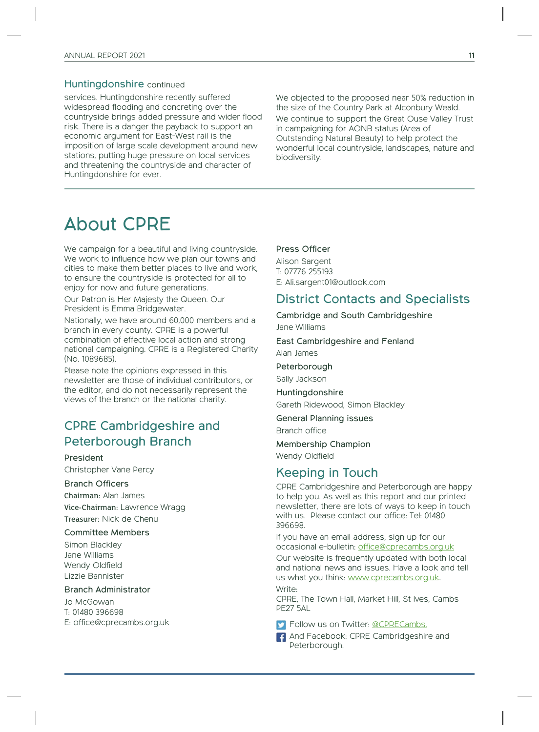### Huntingdonshire continued

services. Huntingdonshire recently suffered widespread flooding and concreting over the countryside brings added pressure and wider flood risk. There is a danger the payback to support an economic argument for East-West rail is the imposition of large scale development around new stations, putting huge pressure on local services and threatening the countryside and character of Huntingdonshire for ever.

We objected to the proposed near 50% reduction in the size of the Country Park at Alconbury Weald.

We continue to support the Great Ouse Valley Trust in campaigning for AONB status (Area of Outstanding Natural Beauty) to help protect the wonderful local countryside, landscapes, nature and biodiversity.

# About CPRE

We campaign for a beautiful and living countryside. We work to influence how we plan our towns and cities to make them better places to live and work, to ensure the countryside is protected for all to enjoy for now and future generations.

Our Patron is Her Majesty the Queen. Our President is Emma Bridgewater.

Nationally, we have around 60,000 members and a branch in every county. CPRE is a powerful combination of effective local action and strong national campaigning. CPRE is a Registered Charity (No. 1089685).

Please note the opinions expressed in this newsletter are those of individual contributors, or the editor, and do not necessarily represent the views of the branch or the national charity.

## CPRE Cambridgeshire and Peterborough Branch

**President**

Christopher Vane Percy

**Branch Officers**

**Chairman:** Alan James
**Vice-Chairman:** Lawrence Wragg
**Treasurer:** Nick de Chenu

**Committee Members**

Simon Blackley
Jane Williams
Wendy Oldfield
Lizzie Bannister

**Branch Administrator**

Jo McGowan
T: 01480 396698
E: office@cprecambs.org.uk

**Press Officer**

Alison Sargent
T: 07776 255193
E: Ali.sargent01@outlook.com

## District Contacts and Specialists

**Cambridge and South Cambridgeshire**

Jane Williams

**East Cambridgeshire and Fenland**

Alan James

**Peterborough**

Sally Jackson

**Huntingdonshire**

Gareth Ridewood, Simon Blackley

**General Planning issues**

Branch office

**Membership Champion**

Wendy Oldfield

## Keeping in Touch

CPRE Cambridgeshire and Peterborough are happy to help you. As well as this report and our printed newsletter, there are lots of ways to keep in touch with us. Please contact our office: Tel: 01480 396698.

If you have an email address, sign up for our occasional e-bulletin: office@cprecambs.org.uk

Our website is frequently updated with both local and national news and issues. Have a look and tell us what you think: www.cprecambs.org.uk.

Write:
CPRE, The Town Hall, Market Hill, St Ives, Cambs PE27 5AL

Follow us on Twitter: @CPRECambs.

And Facebook: CPRE Cambridgeshire and Peterborough.